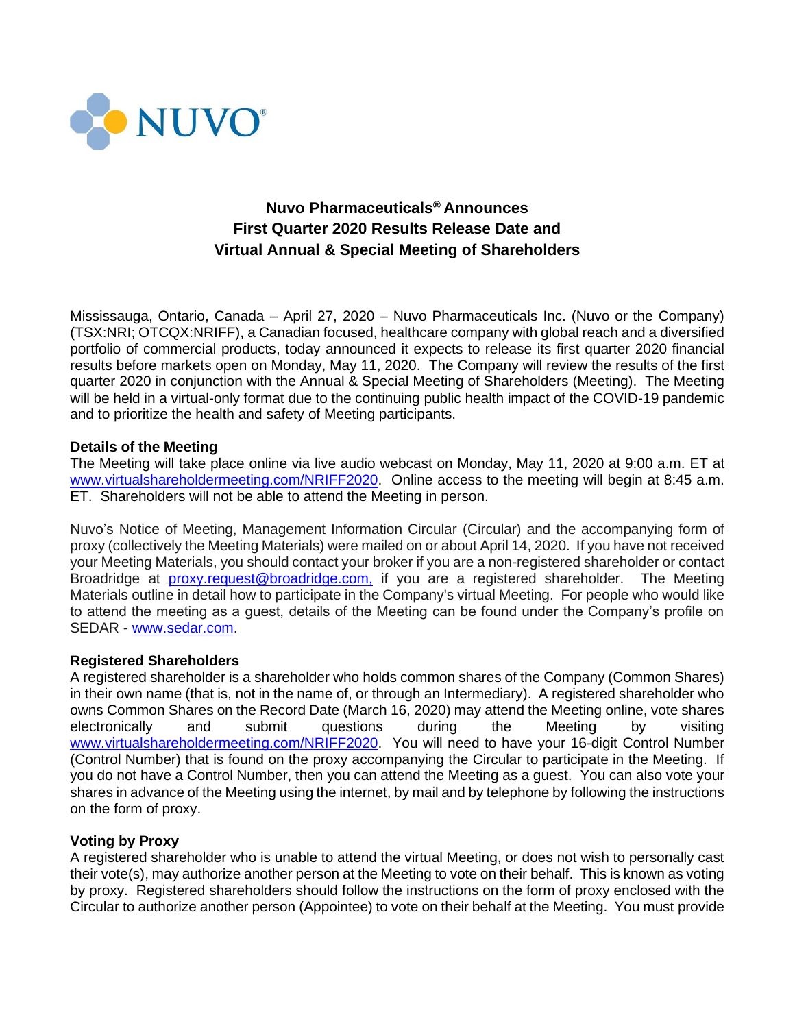NUVO®

# Nuvo Pharmaceuticals® Announces First Quarter 2020 Results Release Date and Virtual Annual & Special Meeting of Shareholders

Mississauga, Ontario, Canada – April 27, 2020 – Nuvo Pharmaceuticals Inc. (Nuvo or the Company) (TSX:NRI; OTCQX:NRIFF), a Canadian focused, healthcare company with global reach and a diversified portfolio of commercial products, today announced it expects to release its first quarter 2020 financial results before markets open on Monday, May 11, 2020. The Company will review the results of the first quarter 2020 in conjunction with the Annual & Special Meeting of Shareholders (Meeting). The Meeting will be held in a virtual-only format due to the continuing public health impact of the COVID-19 pandemic and to prioritize the health and safety of Meeting participants.

**Details of the Meeting**

The Meeting will take place online via live audio webcast on Monday, May 11, 2020 at 9:00 a.m. ET at www.virtualshareholdermeeting.com/NRIFF2020. Online access to the meeting will begin at 8:45 a.m. ET. Shareholders will not be able to attend the Meeting in person.

Nuvo's Notice of Meeting, Management Information Circular (Circular) and the accompanying form of proxy (collectively the Meeting Materials) were mailed on or about April 14, 2020. If you have not received your Meeting Materials, you should contact your broker if you are a non-registered shareholder or contact Broadridge at proxy.request@broadridge.com, if you are a registered shareholder. The Meeting Materials outline in detail how to participate in the Company's virtual Meeting. For people who would like to attend the meeting as a guest, details of the Meeting can be found under the Company's profile on SEDAR - www.sedar.com.

**Registered Shareholders**

A registered shareholder is a shareholder who holds common shares of the Company (Common Shares) in their own name (that is, not in the name of, or through an Intermediary). A registered shareholder who owns Common Shares on the Record Date (March 16, 2020) may attend the Meeting online, vote shares electronically and submit questions during the Meeting by visiting www.virtualshareholdermeeting.com/NRIFF2020. You will need to have your 16-digit Control Number (Control Number) that is found on the proxy accompanying the Circular to participate in the Meeting. If you do not have a Control Number, then you can attend the Meeting as a guest. You can also vote your shares in advance of the Meeting using the internet, by mail and by telephone by following the instructions on the form of proxy.

**Voting by Proxy**

A registered shareholder who is unable to attend the virtual Meeting, or does not wish to personally cast their vote(s), may authorize another person at the Meeting to vote on their behalf. This is known as voting by proxy. Registered shareholders should follow the instructions on the form of proxy enclosed with the Circular to authorize another person (Appointee) to vote on their behalf at the Meeting. You must provide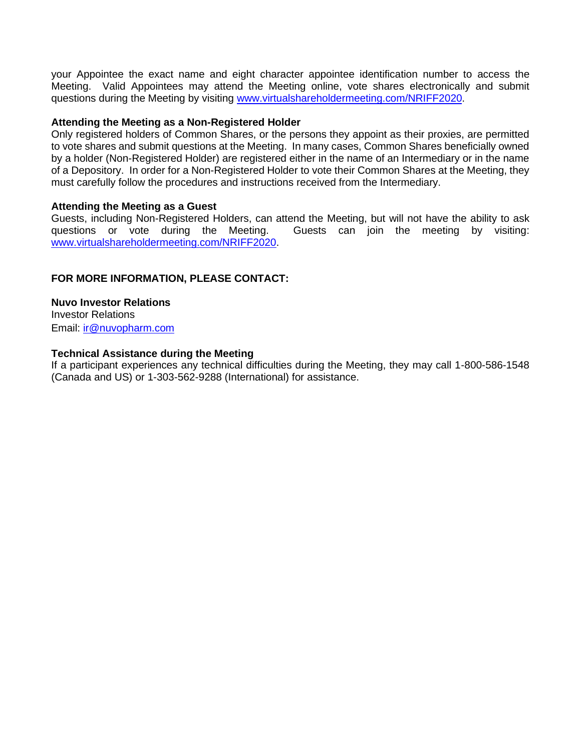your Appointee the exact name and eight character appointee identification number to access the Meeting. Valid Appointees may attend the Meeting online, vote shares electronically and submit questions during the Meeting by visiting www.virtualshareholdermeeting.com/NRIFF2020.

**Attending the Meeting as a Non-Registered Holder**

Only registered holders of Common Shares, or the persons they appoint as their proxies, are permitted to vote shares and submit questions at the Meeting. In many cases, Common Shares beneficially owned by a holder (Non-Registered Holder) are registered either in the name of an Intermediary or in the name of a Depository. In order for a Non-Registered Holder to vote their Common Shares at the Meeting, they must carefully follow the procedures and instructions received from the Intermediary.

**Attending the Meeting as a Guest**

Guests, including Non-Registered Holders, can attend the Meeting, but will not have the ability to ask questions or vote during the Meeting. Guests can join the meeting by visiting: www.virtualshareholdermeeting.com/NRIFF2020.

**FOR MORE INFORMATION, PLEASE CONTACT:**

**Nuvo Investor Relations**
Investor Relations
Email: ir@nuvopharm.com

**Technical Assistance during the Meeting**

If a participant experiences any technical difficulties during the Meeting, they may call 1-800-586-1548 (Canada and US) or 1-303-562-9288 (International) for assistance.